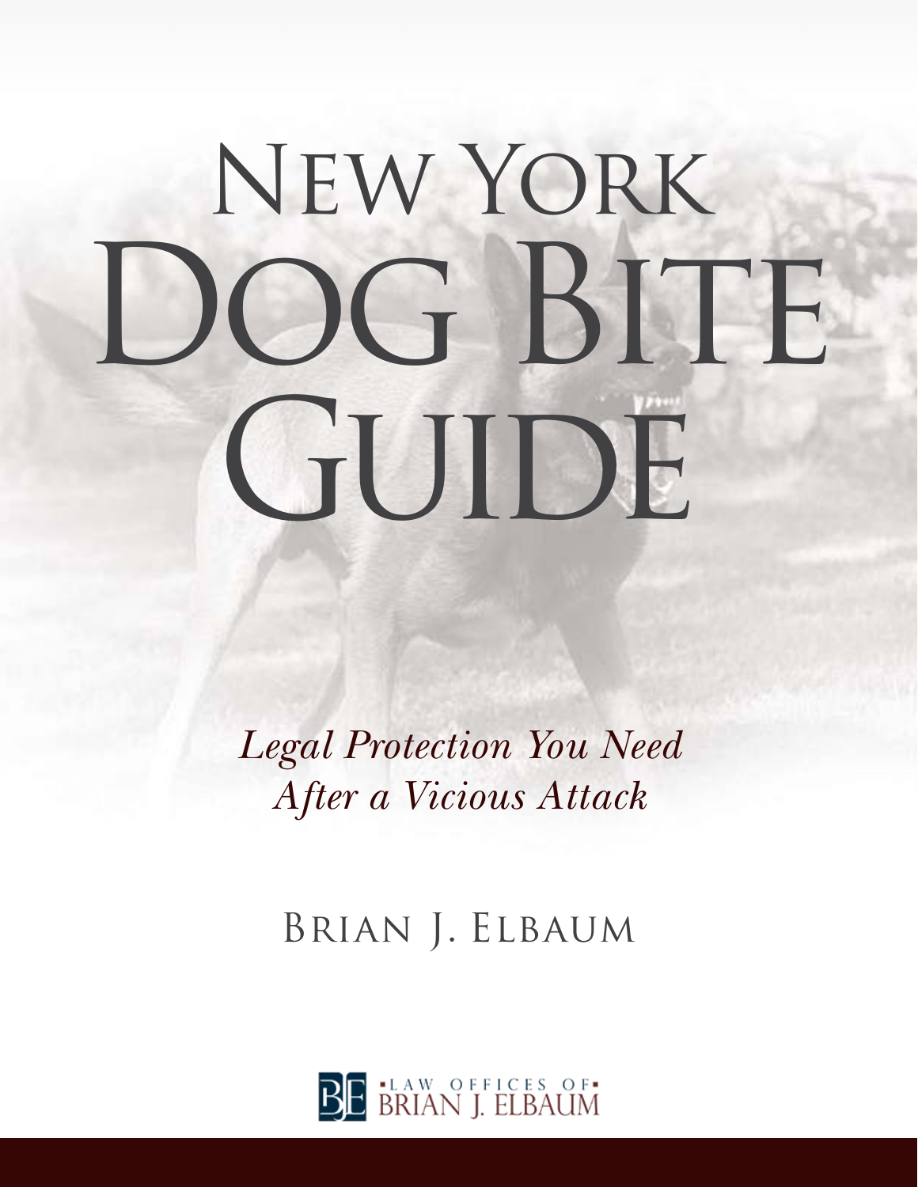# New York Dog Bite Guide

*Legal Protection You Need After a Vicious Attack*

Brian J. Elbaum

Law Offices of Brian J. Elbaum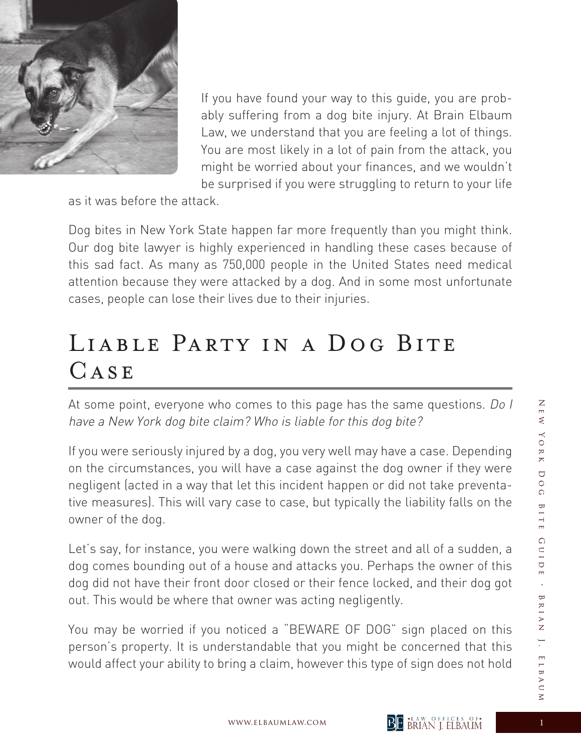If you have found your way to this guide, you are probably suffering from a dog bite injury. At Brain Elbaum Law, we understand that you are feeling a lot of things. You are most likely in a lot of pain from the attack, you might be worried about your finances, and we wouldn't be surprised if you were struggling to return to your life as it was before the attack.

Dog bites in New York State happen far more frequently than you might think. Our dog bite lawyer is highly experienced in handling these cases because of this sad fact. As many as 750,000 people in the United States need medical attention because they were attacked by a dog. And in some most unfortunate cases, people can lose their lives due to their injuries.

## Liable Party in a Dog Bite Case

At some point, everyone who comes to this page has the same questions. *Do I have a New York dog bite claim? Who is liable for this dog bite?*

If you were seriously injured by a dog, you very well may have a case. Depending on the circumstances, you will have a case against the dog owner if they were negligent (acted in a way that let this incident happen or did not take preventative measures). This will vary case to case, but typically the liability falls on the owner of the dog.

Let's say, for instance, you were walking down the street and all of a sudden, a dog comes bounding out of a house and attacks you. Perhaps the owner of this dog did not have their front door closed or their fence locked, and their dog got out. This would be where that owner was acting negligently.

You may be worried if you noticed a "BEWARE OF DOG" sign placed on this person's property. It is understandable that you might be concerned that this would affect your ability to bring a claim, however this type of sign does not hold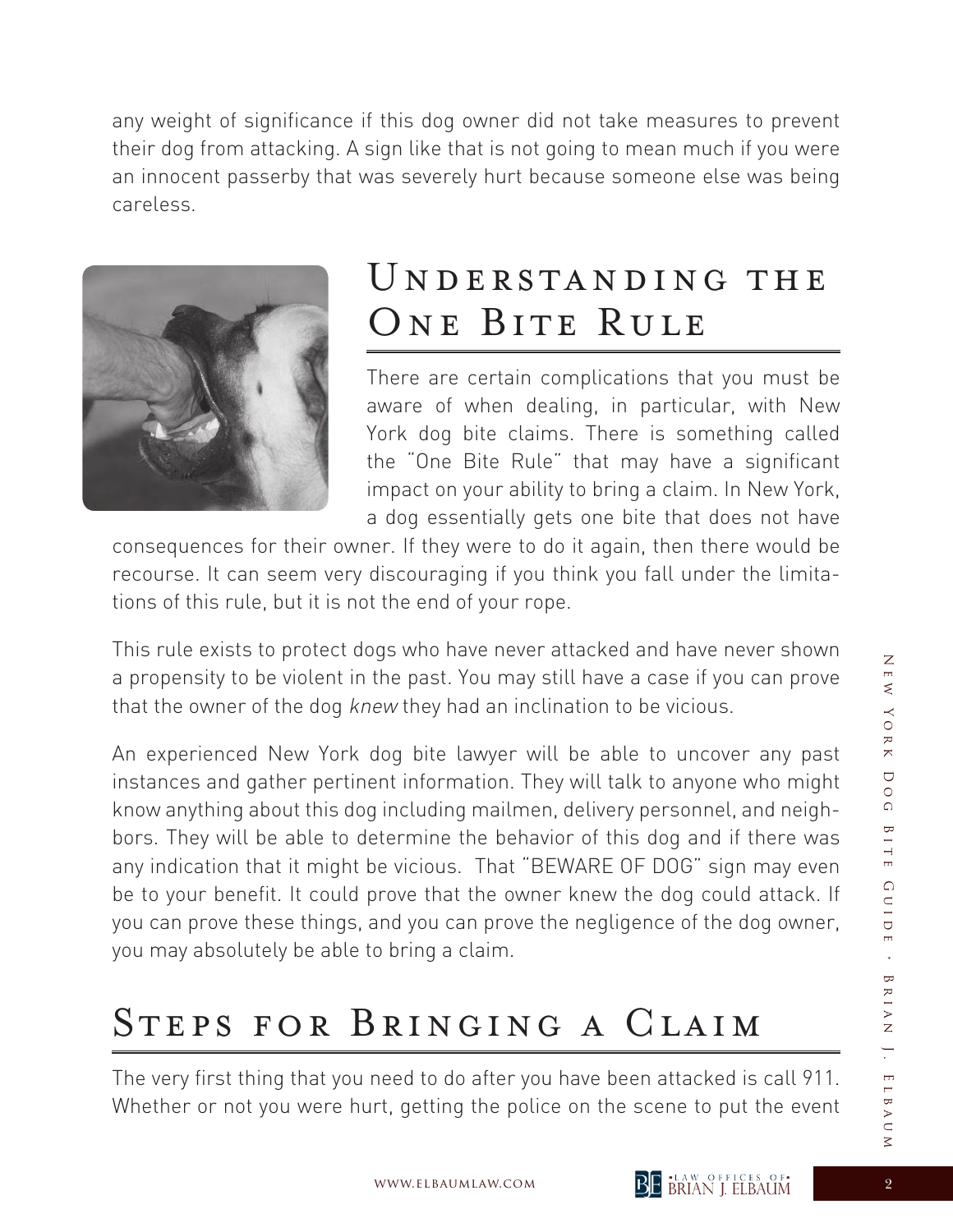any weight of significance if this dog owner did not take measures to prevent their dog from attacking. A sign like that is not going to mean much if you were an innocent passerby that was severely hurt because someone else was being careless.

## Understanding the One Bite Rule

There are certain complications that you must be aware of when dealing, in particular, with New York dog bite claims. There is something called the "One Bite Rule" that may have a significant impact on your ability to bring a claim. In New York, a dog essentially gets one bite that does not have consequences for their owner. If they were to do it again, then there would be recourse. It can seem very discouraging if you think you fall under the limitations of this rule, but it is not the end of your rope.

This rule exists to protect dogs who have never attacked and have never shown a propensity to be violent in the past. You may still have a case if you can prove that the owner of the dog *knew* they had an inclination to be vicious.

An experienced New York dog bite lawyer will be able to uncover any past instances and gather pertinent information. They will talk to anyone who might know anything about this dog including mailmen, delivery personnel, and neighbors. They will be able to determine the behavior of this dog and if there was any indication that it might be vicious. That "BEWARE OF DOG" sign may even be to your benefit. It could prove that the owner knew the dog could attack. If you can prove these things, and you can prove the negligence of the dog owner, you may absolutely be able to bring a claim.

## Steps for Bringing a Claim

The very first thing that you need to do after you have been attacked is call 911. Whether or not you were hurt, getting the police on the scene to put the event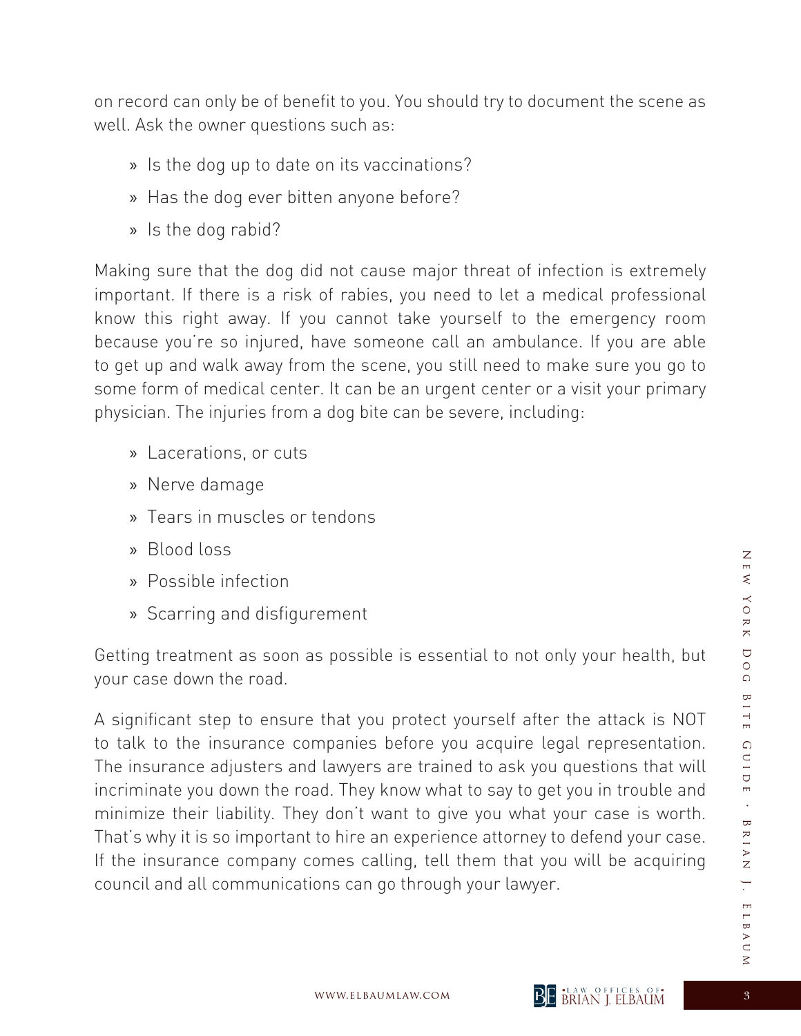on record can only be of benefit to you. You should try to document the scene as well. Ask the owner questions such as:

- Is the dog up to date on its vaccinations?
- Has the dog ever bitten anyone before?
- Is the dog rabid?

Making sure that the dog did not cause major threat of infection is extremely important. If there is a risk of rabies, you need to let a medical professional know this right away. If you cannot take yourself to the emergency room because you're so injured, have someone call an ambulance. If you are able to get up and walk away from the scene, you still need to make sure you go to some form of medical center. It can be an urgent center or a visit your primary physician. The injuries from a dog bite can be severe, including:

- Lacerations, or cuts
- Nerve damage
- Tears in muscles or tendons
- Blood loss
- Possible infection
- Scarring and disfigurement

Getting treatment as soon as possible is essential to not only your health, but your case down the road.

A significant step to ensure that you protect yourself after the attack is NOT to talk to the insurance companies before you acquire legal representation. The insurance adjusters and lawyers are trained to ask you questions that will incriminate you down the road. They know what to say to get you in trouble and minimize their liability. They don't want to give you what your case is worth. That's why it is so important to hire an experience attorney to defend your case. If the insurance company comes calling, tell them that you will be acquiring council and all communications can go through your lawyer.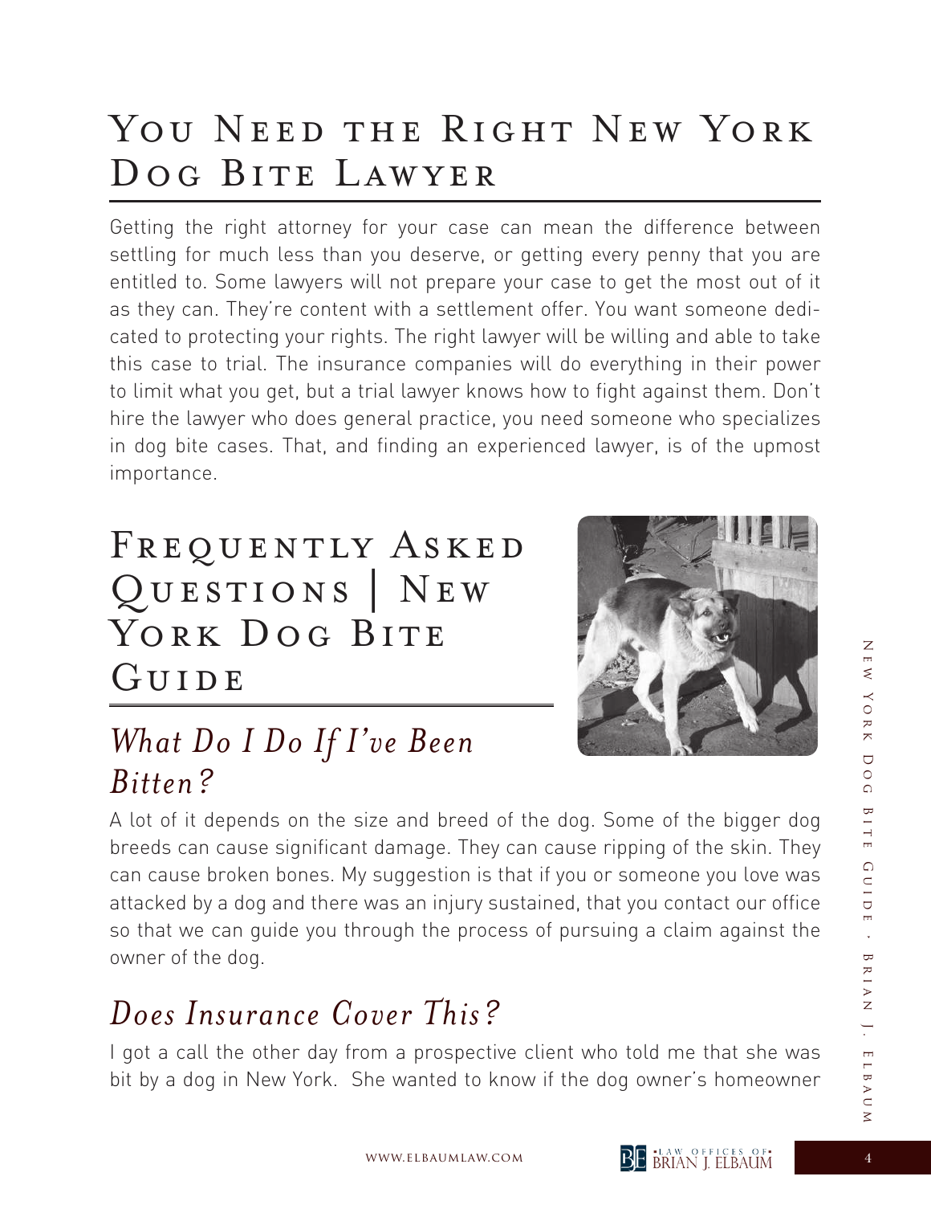# You Need the Right New York Dog Bite Lawyer

Getting the right attorney for your case can mean the difference between settling for much less than you deserve, or getting every penny that you are entitled to. Some lawyers will not prepare your case to get the most out of it as they can. They're content with a settlement offer. You want someone dedicated to protecting your rights. The right lawyer will be willing and able to take this case to trial. The insurance companies will do everything in their power to limit what you get, but a trial lawyer knows how to fight against them. Don't hire the lawyer who does general practice, you need someone who specializes in dog bite cases. That, and finding an experienced lawyer, is of the upmost importance.

# Frequently Asked Questions | New York Dog Bite Guide

## *What Do I Do If I've Been Bitten?*

A lot of it depends on the size and breed of the dog. Some of the bigger dog breeds can cause significant damage. They can cause ripping of the skin. They can cause broken bones. My suggestion is that if you or someone you love was attacked by a dog and there was an injury sustained, that you contact our office so that we can guide you through the process of pursuing a claim against the owner of the dog.

## *Does Insurance Cover This?*

I got a call the other day from a prospective client who told me that she was bit by a dog in New York. She wanted to know if the dog owner's homeowner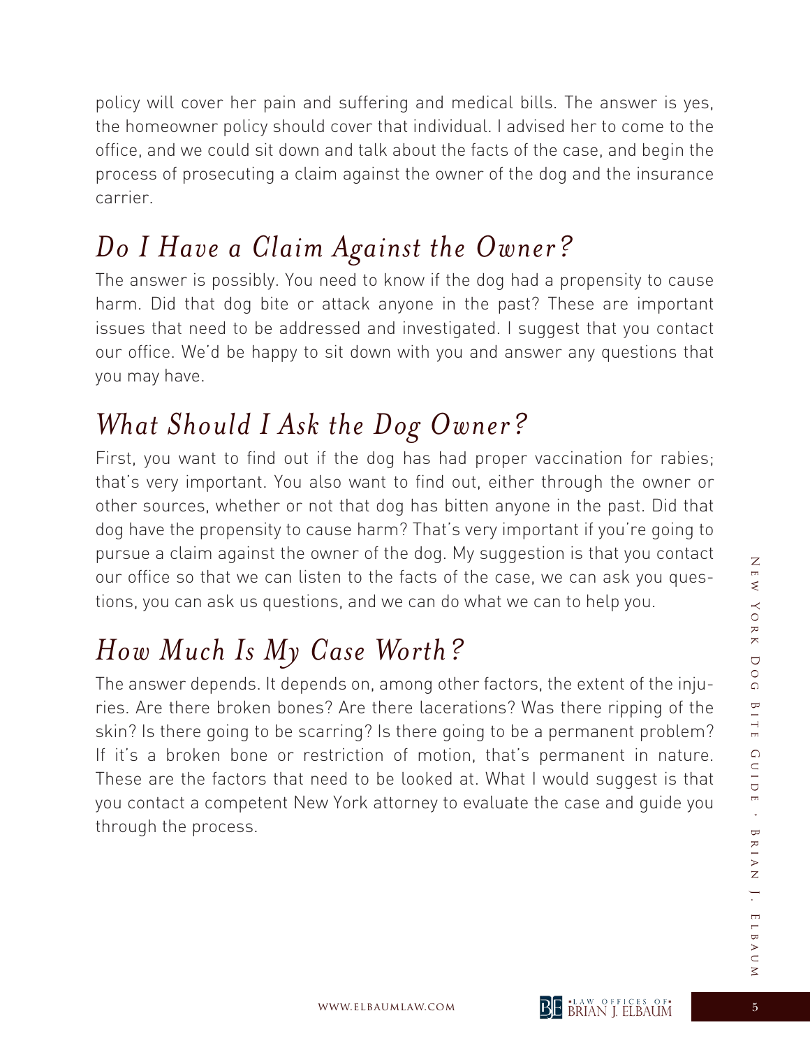policy will cover her pain and suffering and medical bills. The answer is yes, the homeowner policy should cover that individual. I advised her to come to the office, and we could sit down and talk about the facts of the case, and begin the process of prosecuting a claim against the owner of the dog and the insurance carrier.

## *Do I Have a Claim Against the Owner?*

The answer is possibly. You need to know if the dog had a propensity to cause harm. Did that dog bite or attack anyone in the past? These are important issues that need to be addressed and investigated. I suggest that you contact our office. We'd be happy to sit down with you and answer any questions that you may have.

## *What Should I Ask the Dog Owner?*

First, you want to find out if the dog has had proper vaccination for rabies; that's very important. You also want to find out, either through the owner or other sources, whether or not that dog has bitten anyone in the past. Did that dog have the propensity to cause harm? That's very important if you're going to pursue a claim against the owner of the dog. My suggestion is that you contact our office so that we can listen to the facts of the case, we can ask you questions, you can ask us questions, and we can do what we can to help you.

## *How Much Is My Case Worth?*

The answer depends. It depends on, among other factors, the extent of the injuries. Are there broken bones? Are there lacerations? Was there ripping of the skin? Is there going to be scarring? Is there going to be a permanent problem? If it's a broken bone or restriction of motion, that's permanent in nature. These are the factors that need to be looked at. What I would suggest is that you contact a competent New York attorney to evaluate the case and guide you through the process.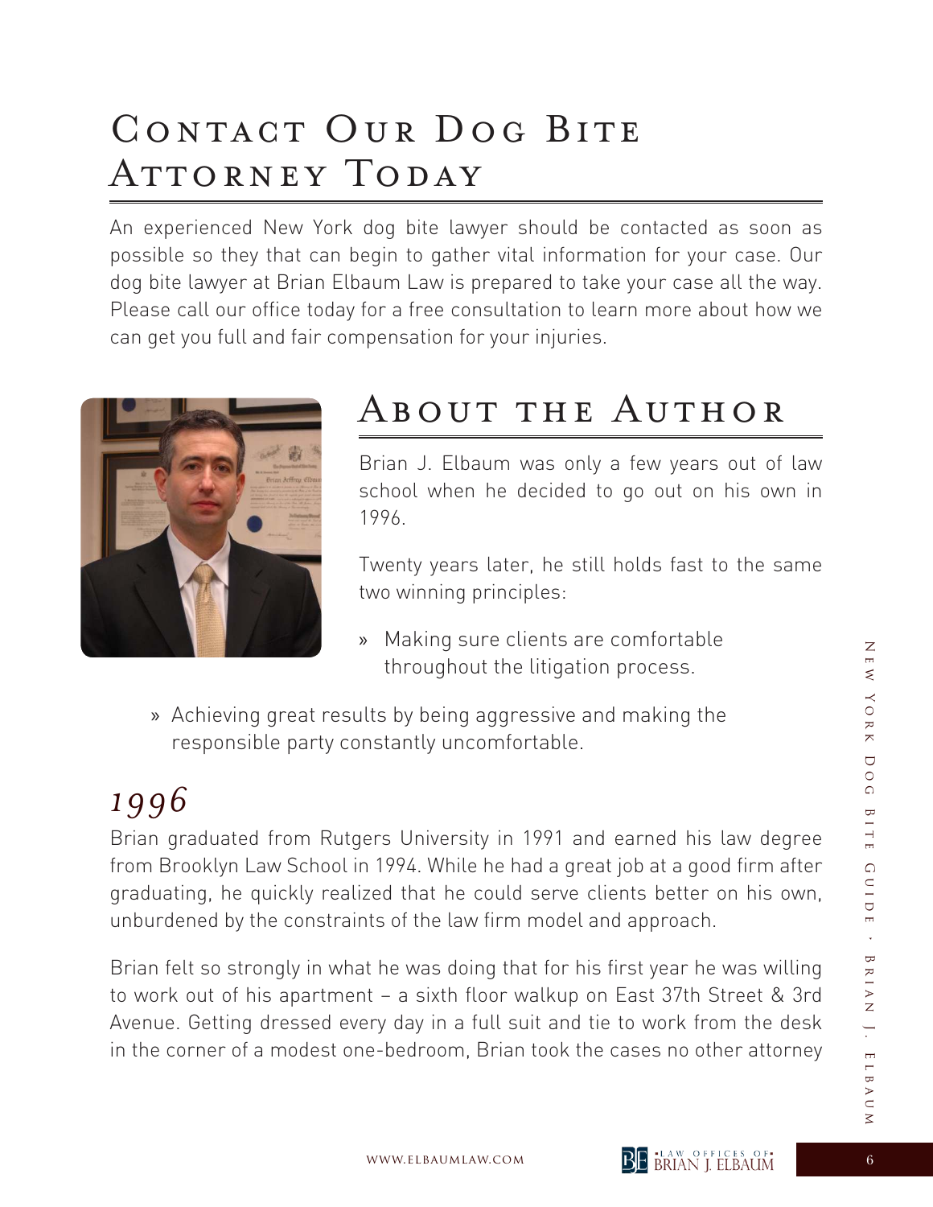# Contact Our Dog Bite Attorney Today

An experienced New York dog bite lawyer should be contacted as soon as possible so they that can begin to gather vital information for your case. Our dog bite lawyer at Brian Elbaum Law is prepared to take your case all the way. Please call our office today for a free consultation to learn more about how we can get you full and fair compensation for your injuries.

# About the Author

Brian J. Elbaum was only a few years out of law school when he decided to go out on his own in 1996.

Twenty years later, he still holds fast to the same two winning principles:

- Making sure clients are comfortable throughout the litigation process.
- Achieving great results by being aggressive and making the responsible party constantly uncomfortable.

## *1996*

Brian graduated from Rutgers University in 1991 and earned his law degree from Brooklyn Law School in 1994. While he had a great job at a good firm after graduating, he quickly realized that he could serve clients better on his own, unburdened by the constraints of the law firm model and approach.

Brian felt so strongly in what he was doing that for his first year he was willing to work out of his apartment – a sixth floor walkup on East 37th Street & 3rd Avenue. Getting dressed every day in a full suit and tie to work from the desk in the corner of a modest one-bedroom, Brian took the cases no other attorney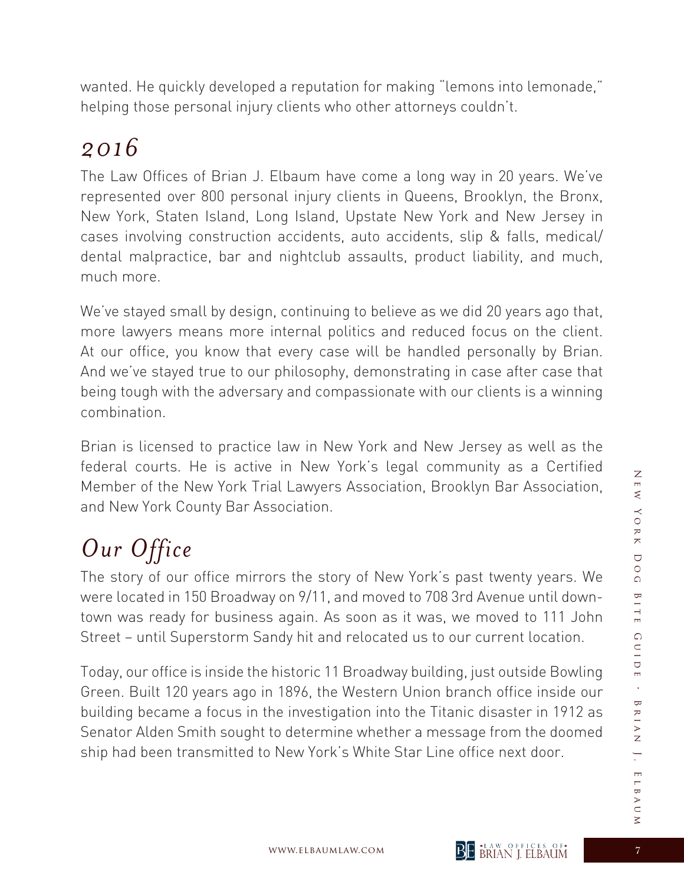wanted. He quickly developed a reputation for making "lemons into lemonade," helping those personal injury clients who other attorneys couldn't.

## *2016*

The Law Offices of Brian J. Elbaum have come a long way in 20 years. We've represented over 800 personal injury clients in Queens, Brooklyn, the Bronx, New York, Staten Island, Long Island, Upstate New York and New Jersey in cases involving construction accidents, auto accidents, slip & falls, medical/dental malpractice, bar and nightclub assaults, product liability, and much, much more.

We've stayed small by design, continuing to believe as we did 20 years ago that, more lawyers means more internal politics and reduced focus on the client. At our office, you know that every case will be handled personally by Brian. And we've stayed true to our philosophy, demonstrating in case after case that being tough with the adversary and compassionate with our clients is a winning combination.

Brian is licensed to practice law in New York and New Jersey as well as the federal courts. He is active in New York's legal community as a Certified Member of the New York Trial Lawyers Association, Brooklyn Bar Association, and New York County Bar Association.

## *Our Office*

The story of our office mirrors the story of New York's past twenty years. We were located in 150 Broadway on 9/11, and moved to 708 3rd Avenue until downtown was ready for business again. As soon as it was, we moved to 111 John Street – until Superstorm Sandy hit and relocated us to our current location.

Today, our office is inside the historic 11 Broadway building, just outside Bowling Green. Built 120 years ago in 1896, the Western Union branch office inside our building became a focus in the investigation into the Titanic disaster in 1912 as Senator Alden Smith sought to determine whether a message from the doomed ship had been transmitted to New York's White Star Line office next door.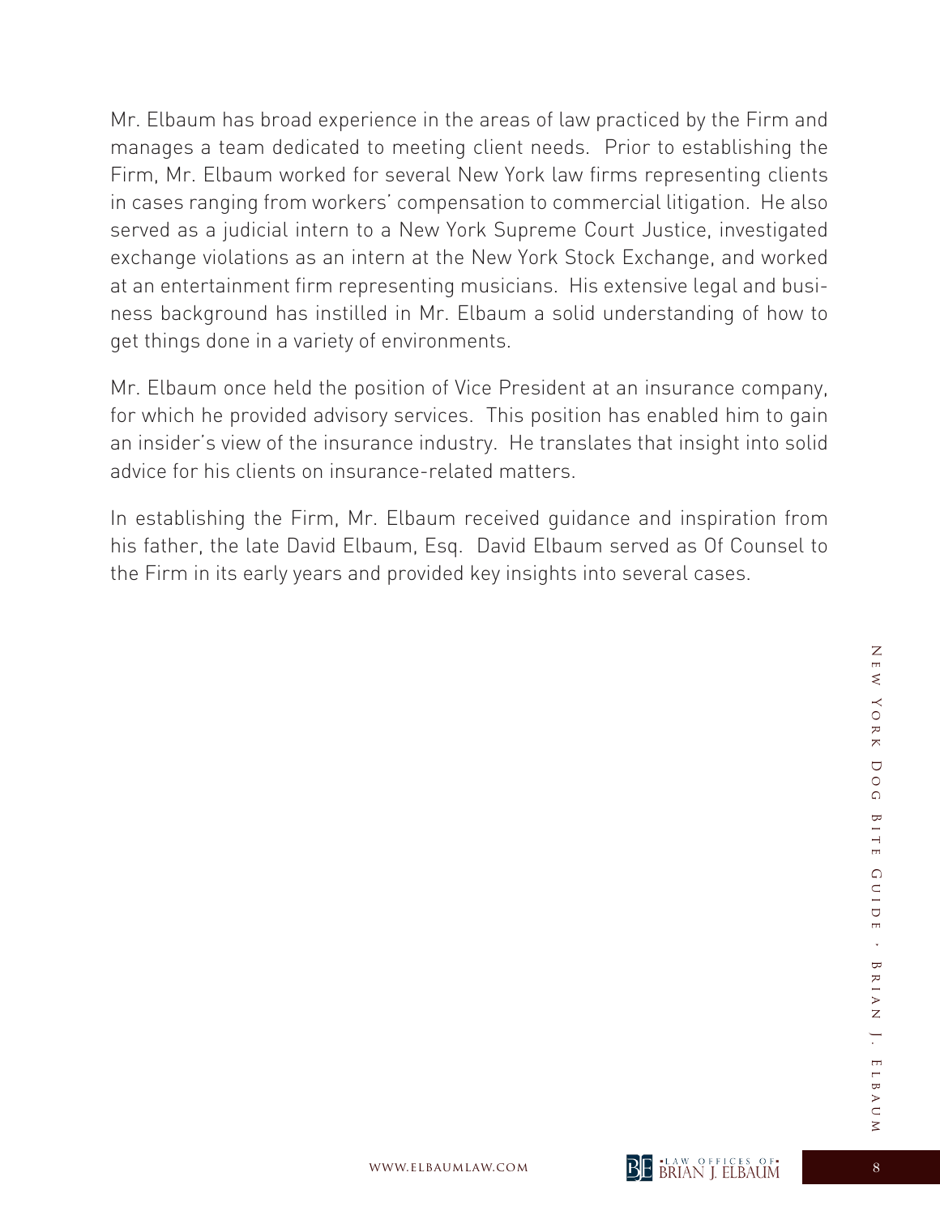Mr. Elbaum has broad experience in the areas of law practiced by the Firm and manages a team dedicated to meeting client needs. Prior to establishing the Firm, Mr. Elbaum worked for several New York law firms representing clients in cases ranging from workers' compensation to commercial litigation. He also served as a judicial intern to a New York Supreme Court Justice, investigated exchange violations as an intern at the New York Stock Exchange, and worked at an entertainment firm representing musicians. His extensive legal and business background has instilled in Mr. Elbaum a solid understanding of how to get things done in a variety of environments.

Mr. Elbaum once held the position of Vice President at an insurance company, for which he provided advisory services. This position has enabled him to gain an insider's view of the insurance industry. He translates that insight into solid advice for his clients on insurance-related matters.

In establishing the Firm, Mr. Elbaum received guidance and inspiration from his father, the late David Elbaum, Esq. David Elbaum served as Of Counsel to the Firm in its early years and provided key insights into several cases.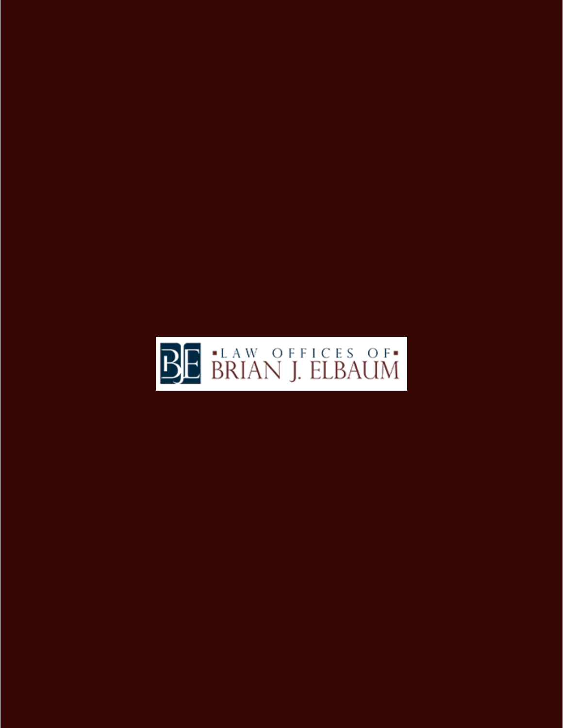LAW OFFICES OF

BRIAN J. ELBAUM